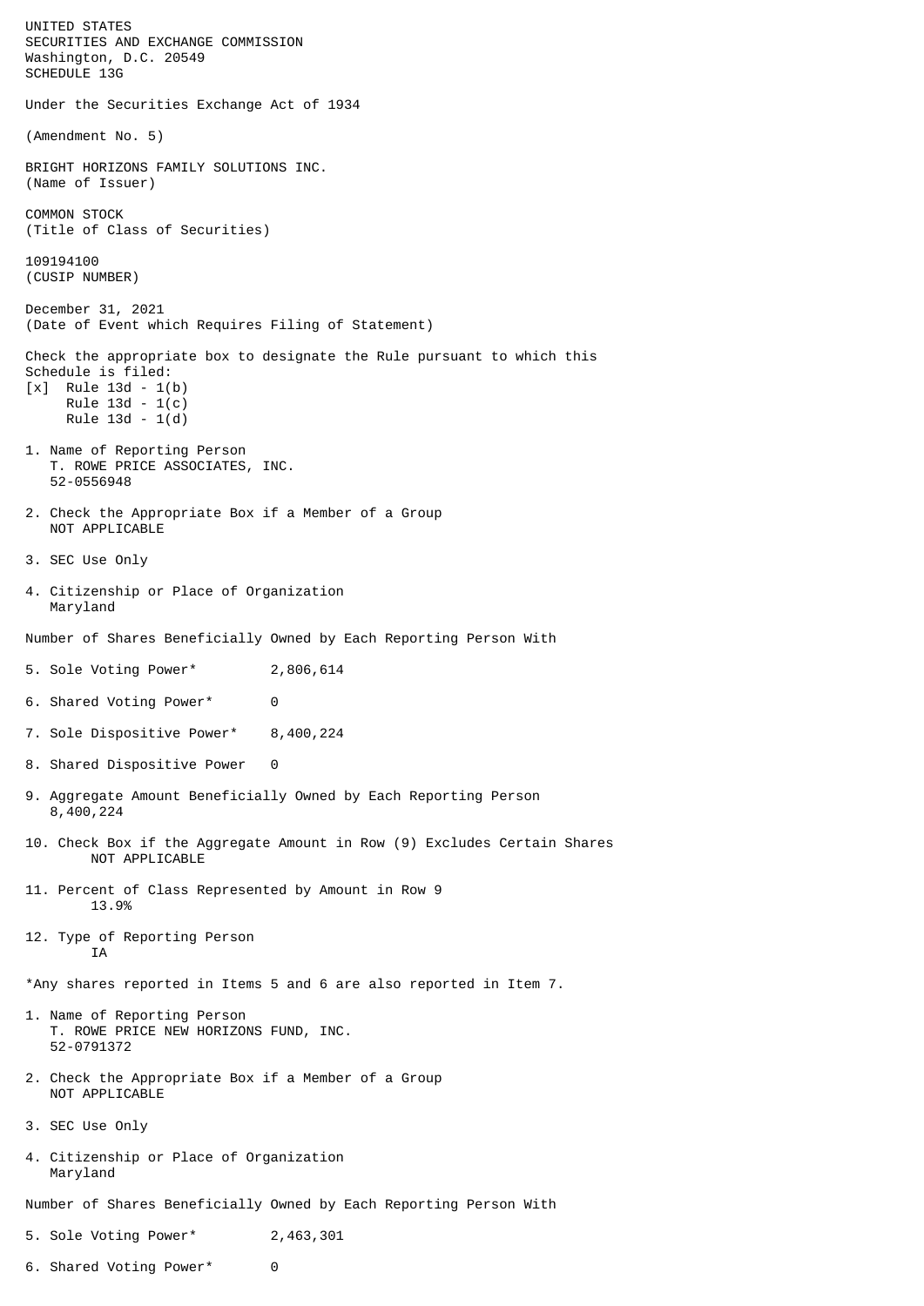UNITED STATES
SECURITIES AND EXCHANGE COMMISSION
Washington, D.C. 20549
SCHEDULE 13G

Under the Securities Exchange Act of 1934

(Amendment No. 5)

BRIGHT HORIZONS FAMILY SOLUTIONS INC.
(Name of Issuer)

COMMON STOCK
(Title of Class of Securities)

109194100
(CUSIP NUMBER)

December 31, 2021
(Date of Event which Requires Filing of Statement)

Check the appropriate box to designate the Rule pursuant to which this Schedule is filed:
[x] Rule 13d - 1(b)
Rule 13d - 1(c)
Rule 13d - 1(d)

1. Name of Reporting Person
   T. ROWE PRICE ASSOCIATES, INC.
   52-0556948

2. Check the Appropriate Box if a Member of a Group
   NOT APPLICABLE

3. SEC Use Only

4. Citizenship or Place of Organization
   Maryland

Number of Shares Beneficially Owned by Each Reporting Person With

5. Sole Voting Power* 2,806,614

6. Shared Voting Power* 0

7. Sole Dispositive Power* 8,400,224

8. Shared Dispositive Power 0

9. Aggregate Amount Beneficially Owned by Each Reporting Person
   8,400,224

10. Check Box if the Aggregate Amount in Row (9) Excludes Certain Shares
    NOT APPLICABLE

11. Percent of Class Represented by Amount in Row 9
    13.9%

12. Type of Reporting Person
    IA

*Any shares reported in Items 5 and 6 are also reported in Item 7.

1. Name of Reporting Person
   T. ROWE PRICE NEW HORIZONS FUND, INC.
   52-0791372

2. Check the Appropriate Box if a Member of a Group
   NOT APPLICABLE

3. SEC Use Only

4. Citizenship or Place of Organization
   Maryland

Number of Shares Beneficially Owned by Each Reporting Person With

5. Sole Voting Power* 2,463,301

6. Shared Voting Power* 0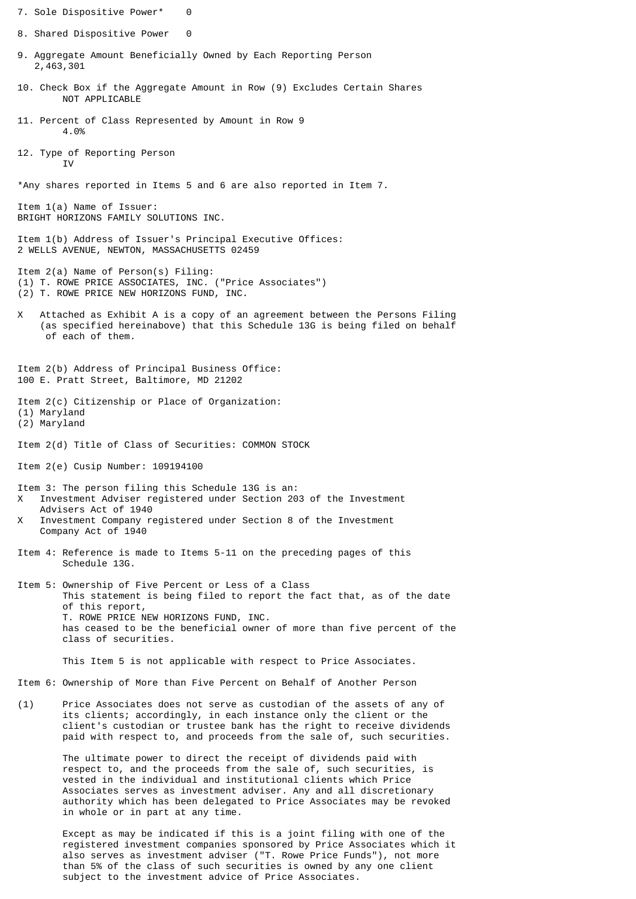7. Sole Dispositive Power* 0

8. Shared Dispositive Power 0

9. Aggregate Amount Beneficially Owned by Each Reporting Person
   2,463,301

10. Check Box if the Aggregate Amount in Row (9) Excludes Certain Shares
    NOT APPLICABLE

11. Percent of Class Represented by Amount in Row 9
    4.0%

12. Type of Reporting Person
    IV

*Any shares reported in Items 5 and 6 are also reported in Item 7.

Item 1(a) Name of Issuer:
BRIGHT HORIZONS FAMILY SOLUTIONS INC.

Item 1(b) Address of Issuer's Principal Executive Offices:
2 WELLS AVENUE, NEWTON, MASSACHUSETTS 02459

Item 2(a) Name of Person(s) Filing:
(1) T. ROWE PRICE ASSOCIATES, INC. ("Price Associates")
(2) T. ROWE PRICE NEW HORIZONS FUND, INC.

X Attached as Exhibit A is a copy of an agreement between the Persons Filing (as specified hereinabove) that this Schedule 13G is being filed on behalf of each of them.

Item 2(b) Address of Principal Business Office:
100 E. Pratt Street, Baltimore, MD 21202

Item 2(c) Citizenship or Place of Organization:
(1) Maryland
(2) Maryland

Item 2(d) Title of Class of Securities: COMMON STOCK

Item 2(e) Cusip Number: 109194100

Item 3: The person filing this Schedule 13G is an:
X Investment Adviser registered under Section 203 of the Investment Advisers Act of 1940
X Investment Company registered under Section 8 of the Investment Company Act of 1940

Item 4: Reference is made to Items 5-11 on the preceding pages of this Schedule 13G.

Item 5: Ownership of Five Percent or Less of a Class
This statement is being filed to report the fact that, as of the date of this report,
T. ROWE PRICE NEW HORIZONS FUND, INC.
has ceased to be the beneficial owner of more than five percent of the class of securities.

This Item 5 is not applicable with respect to Price Associates.

Item 6: Ownership of More than Five Percent on Behalf of Another Person

(1) Price Associates does not serve as custodian of the assets of any of its clients; accordingly, in each instance only the client or the client's custodian or trustee bank has the right to receive dividends paid with respect to, and proceeds from the sale of, such securities.

The ultimate power to direct the receipt of dividends paid with respect to, and the proceeds from the sale of, such securities, is vested in the individual and institutional clients which Price Associates serves as investment adviser. Any and all discretionary authority which has been delegated to Price Associates may be revoked in whole or in part at any time.

Except as may be indicated if this is a joint filing with one of the registered investment companies sponsored by Price Associates which it also serves as investment adviser ("T. Rowe Price Funds"), not more than 5% of the class of such securities is owned by any one client subject to the investment advice of Price Associates.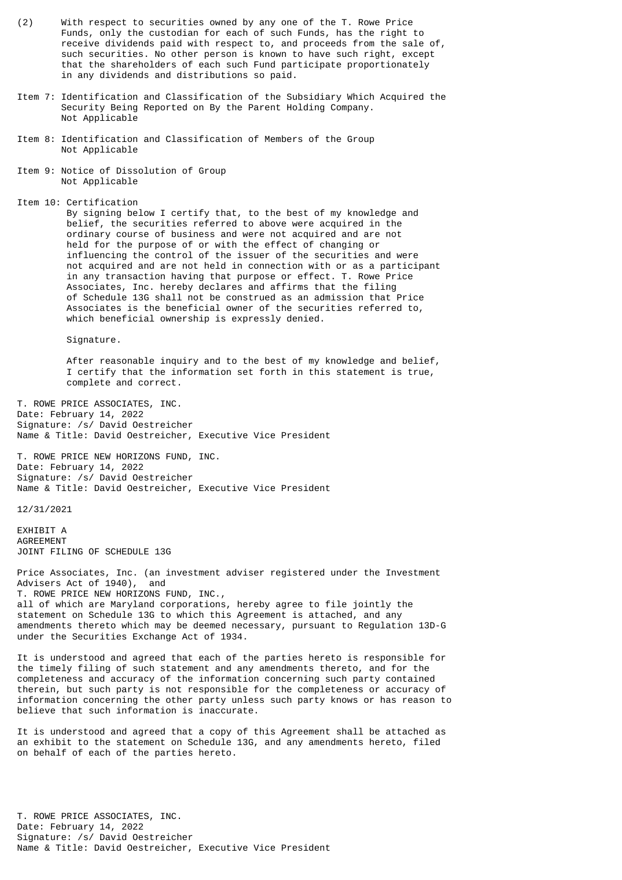(2) With respect to securities owned by any one of the T. Rowe Price Funds, only the custodian for each of such Funds, has the right to receive dividends paid with respect to, and proceeds from the sale of, such securities. No other person is known to have such right, except that the shareholders of each such Fund participate proportionately in any dividends and distributions so paid.

Item 7: Identification and Classification of the Subsidiary Which Acquired the Security Being Reported on By the Parent Holding Company.
Not Applicable

Item 8: Identification and Classification of Members of the Group
Not Applicable

Item 9: Notice of Dissolution of Group
Not Applicable

Item 10: Certification
By signing below I certify that, to the best of my knowledge and belief, the securities referred to above were acquired in the ordinary course of business and were not acquired and are not held for the purpose of or with the effect of changing or influencing the control of the issuer of the securities and were not acquired and are not held in connection with or as a participant in any transaction having that purpose or effect. T. Rowe Price Associates, Inc. hereby declares and affirms that the filing of Schedule 13G shall not be construed as an admission that Price Associates is the beneficial owner of the securities referred to, which beneficial ownership is expressly denied.

Signature.

After reasonable inquiry and to the best of my knowledge and belief, I certify that the information set forth in this statement is true, complete and correct.

T. ROWE PRICE ASSOCIATES, INC.
Date: February 14, 2022
Signature: /s/ David Oestreicher
Name & Title: David Oestreicher, Executive Vice President

T. ROWE PRICE NEW HORIZONS FUND, INC.
Date: February 14, 2022
Signature: /s/ David Oestreicher
Name & Title: David Oestreicher, Executive Vice President

12/31/2021

EXHIBIT A
AGREEMENT
JOINT FILING OF SCHEDULE 13G

Price Associates, Inc. (an investment adviser registered under the Investment Advisers Act of 1940), and
T. ROWE PRICE NEW HORIZONS FUND, INC.,
all of which are Maryland corporations, hereby agree to file jointly the statement on Schedule 13G to which this Agreement is attached, and any amendments thereto which may be deemed necessary, pursuant to Regulation 13D-G under the Securities Exchange Act of 1934.

It is understood and agreed that each of the parties hereto is responsible for the timely filing of such statement and any amendments thereto, and for the completeness and accuracy of the information concerning such party contained therein, but such party is not responsible for the completeness or accuracy of information concerning the other party unless such party knows or has reason to believe that such information is inaccurate.

It is understood and agreed that a copy of this Agreement shall be attached as an exhibit to the statement on Schedule 13G, and any amendments hereto, filed on behalf of each of the parties hereto.

T. ROWE PRICE ASSOCIATES, INC.
Date: February 14, 2022
Signature: /s/ David Oestreicher
Name & Title: David Oestreicher, Executive Vice President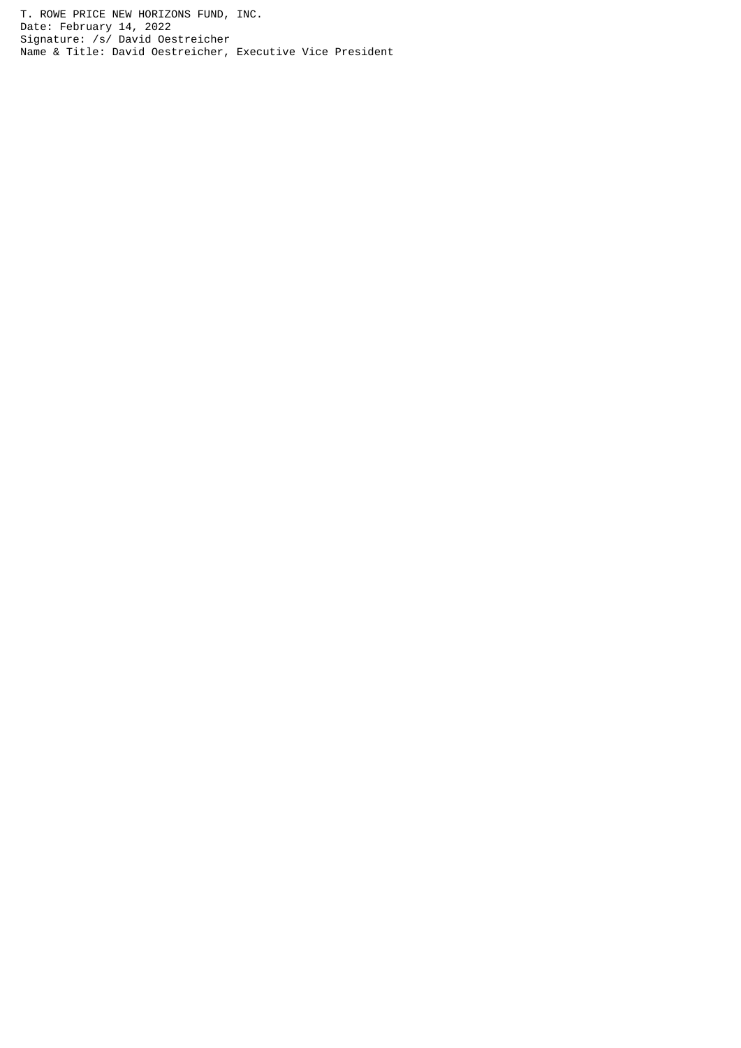T. ROWE PRICE NEW HORIZONS FUND, INC.
Date: February 14, 2022
Signature: /s/ David Oestreicher
Name & Title: David Oestreicher, Executive Vice President